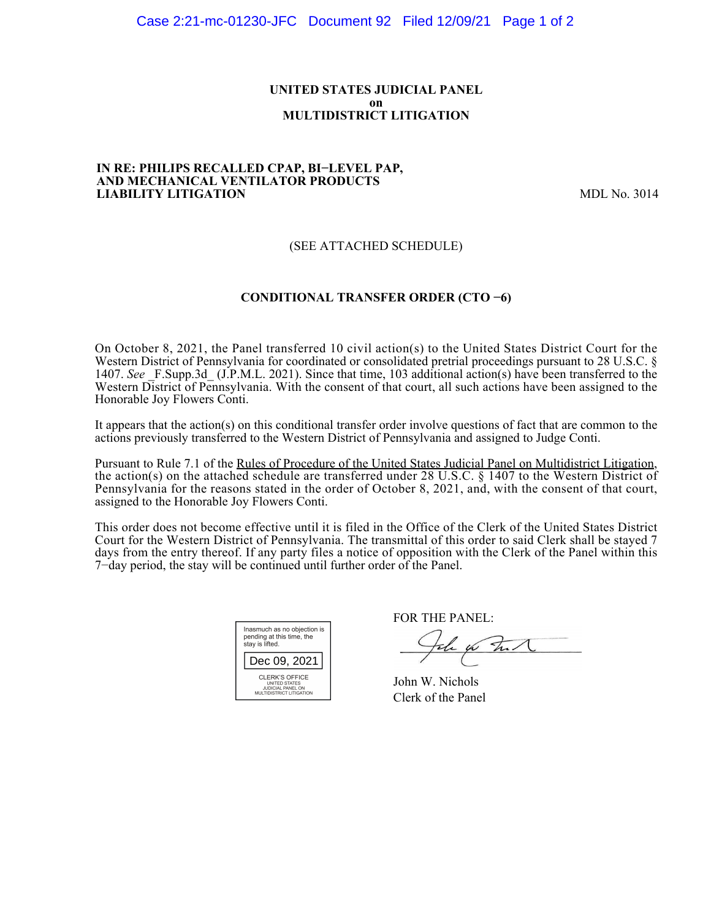**UNITED STATES JUDICIAL PANEL**
**on**
**MULTIDISTRICT LITIGATION**

**IN RE: PHILIPS RECALLED CPAP, BI−LEVEL PAP, AND MECHANICAL VENTILATOR PRODUCTS LIABILITY LITIGATION** MDL No. 3014

(SEE ATTACHED SCHEDULE)

**CONDITIONAL TRANSFER ORDER (CTO −6)**

On October 8, 2021, the Panel transferred 10 civil action(s) to the United States District Court for the Western District of Pennsylvania for coordinated or consolidated pretrial proceedings pursuant to 28 U.S.C. § 1407. *See* _F.Supp.3d_ (J.P.M.L. 2021). Since that time, 103 additional action(s) have been transferred to the Western District of Pennsylvania. With the consent of that court, all such actions have been assigned to the Honorable Joy Flowers Conti.

It appears that the action(s) on this conditional transfer order involve questions of fact that are common to the actions previously transferred to the Western District of Pennsylvania and assigned to Judge Conti.

Pursuant to Rule 7.1 of the Rules of Procedure of the United States Judicial Panel on Multidistrict Litigation, the action(s) on the attached schedule are transferred under 28 U.S.C. § 1407 to the Western District of Pennsylvania for the reasons stated in the order of October 8, 2021, and, with the consent of that court, assigned to the Honorable Joy Flowers Conti.

This order does not become effective until it is filed in the Office of the Clerk of the United States District Court for the Western District of Pennsylvania. The transmittal of this order to said Clerk shall be stayed 7 days from the entry thereof. If any party files a notice of opposition with the Clerk of the Panel within this 7−day period, the stay will be continued until further order of the Panel.

Inasmuch as no objection is pending at this time, the stay is lifted.

Dec 09, 2021

CLERK'S OFFICE
UNITED STATES
JUDICIAL PANEL ON
MULTIDISTRICT LITIGATION

FOR THE PANEL:

John W. Nichols
Clerk of the Panel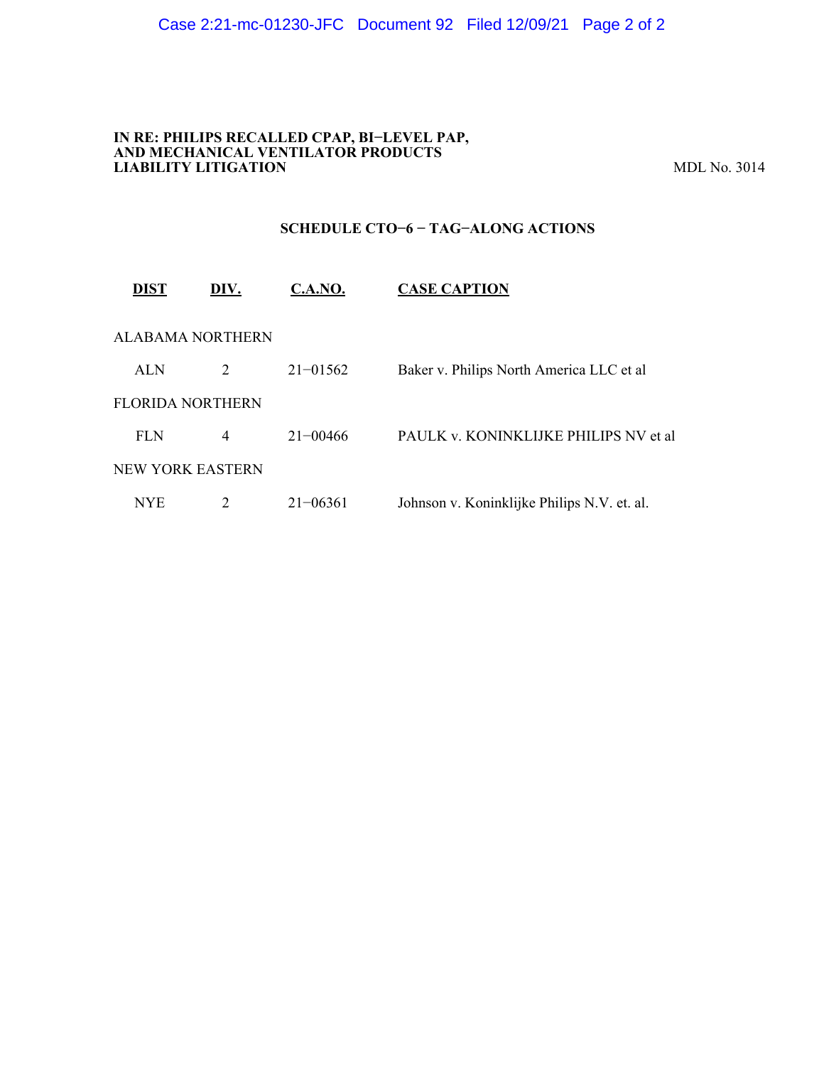**IN RE: PHILIPS RECALLED CPAP, BI−LEVEL PAP, AND MECHANICAL VENTILATOR PRODUCTS LIABILITY LITIGATION** MDL No. 3014

## SCHEDULE CTO−6 − TAG−ALONG ACTIONS

| DIST | DIV. | C.A.NO. | CASE CAPTION |
|---|---|---|---|
| ALABAMA NORTHERN | | | |
| ALN | 2 | 21−01562 | Baker v. Philips North America LLC et al |
| FLORIDA NORTHERN | | | |
| FLN | 4 | 21−00466 | PAULK v. KONINKLIJKE PHILIPS NV et al |
| NEW YORK EASTERN | | | |
| NYE | 2 | 21−06361 | Johnson v. Koninklijke Philips N.V. et. al. |